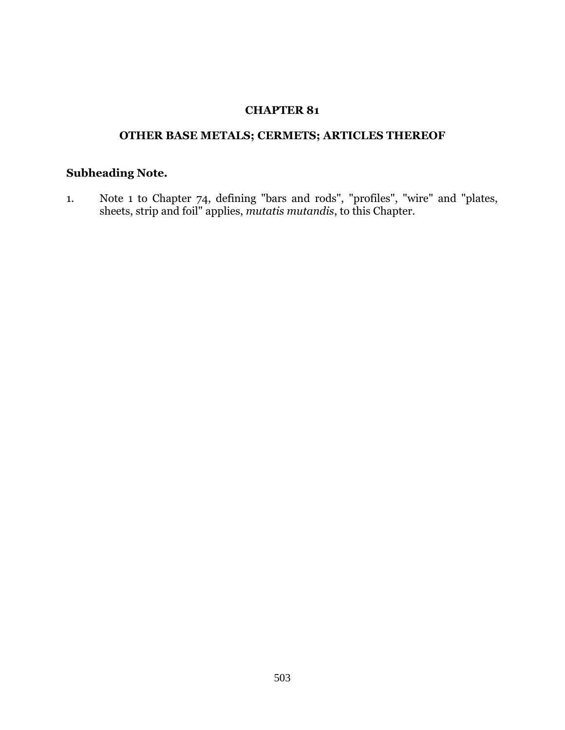# CHAPTER 81

## OTHER BASE METALS; CERMETS; ARTICLES THEREOF

### Subheading Note.

1. Note 1 to Chapter 74, defining "bars and rods", "profiles", "wire" and "plates, sheets, strip and foil" applies, *mutatis mutandis*, to this Chapter.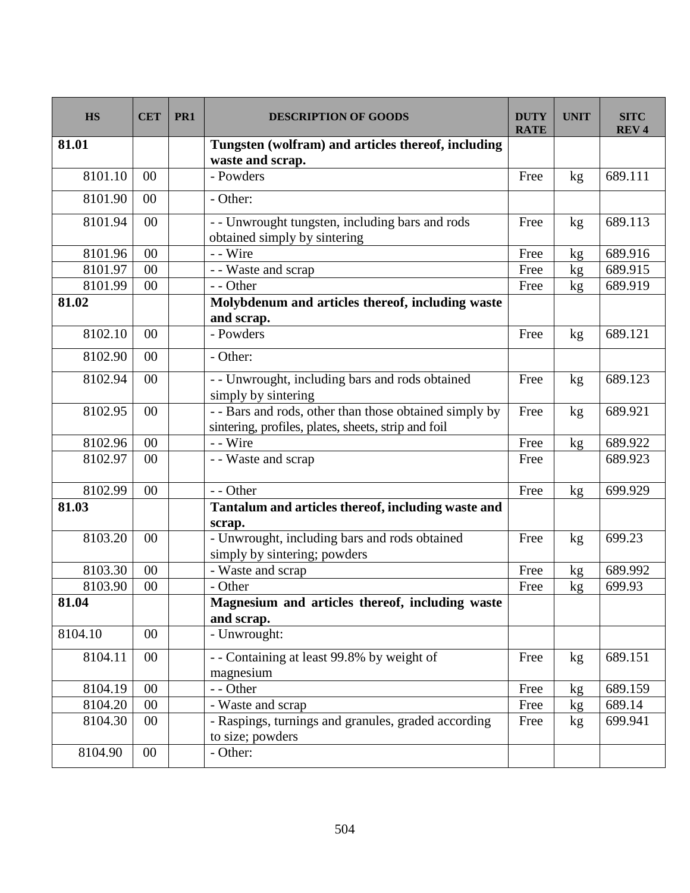| HS | CET | PR1 | DESCRIPTION OF GOODS | DUTY RATE | UNIT | SITC REV 4 |
|---|---|---|---|---|---|---|
| **81.01** | | | **Tungsten (wolfram) and articles thereof, including waste and scrap.** | | | |
| 8101.10 | 00 | | - Powders | Free | kg | 689.111 |
| 8101.90 | 00 | | - Other: | | | |
| 8101.94 | 00 | | - - Unwrought tungsten, including bars and rods obtained simply by sintering | Free | kg | 689.113 |
| 8101.96 | 00 | | - - Wire | Free | kg | 689.916 |
| 8101.97 | 00 | | - - Waste and scrap | Free | kg | 689.915 |
| 8101.99 | 00 | | - - Other | Free | kg | 689.919 |
| **81.02** | | | **Molybdenum and articles thereof, including waste and scrap.** | | | |
| 8102.10 | 00 | | - Powders | Free | kg | 689.121 |
| 8102.90 | 00 | | - Other: | | | |
| 8102.94 | 00 | | - - Unwrought, including bars and rods obtained simply by sintering | Free | kg | 689.123 |
| 8102.95 | 00 | | - - Bars and rods, other than those obtained simply by sintering, profiles, plates, sheets, strip and foil | Free | kg | 689.921 |
| 8102.96 | 00 | | - - Wire | Free | kg | 689.922 |
| 8102.97 | 00 | | - - Waste and scrap | Free | | 689.923 |
| 8102.99 | 00 | | - - Other | Free | kg | 699.929 |
| **81.03** | | | **Tantalum and articles thereof, including waste and scrap.** | | | |
| 8103.20 | 00 | | - Unwrought, including bars and rods obtained simply by sintering; powders | Free | kg | 699.23 |
| 8103.30 | 00 | | - Waste and scrap | Free | kg | 689.992 |
| 8103.90 | 00 | | - Other | Free | kg | 699.93 |
| **81.04** | | | **Magnesium and articles thereof, including waste and scrap.** | | | |
| 8104.10 | 00 | | - Unwrought: | | | |
| 8104.11 | 00 | | - - Containing at least 99.8% by weight of magnesium | Free | kg | 689.151 |
| 8104.19 | 00 | | - - Other | Free | kg | 689.159 |
| 8104.20 | 00 | | - Waste and scrap | Free | kg | 689.14 |
| 8104.30 | 00 | | - Raspings, turnings and granules, graded according to size; powders | Free | kg | 699.941 |
| 8104.90 | 00 | | - Other: | | | |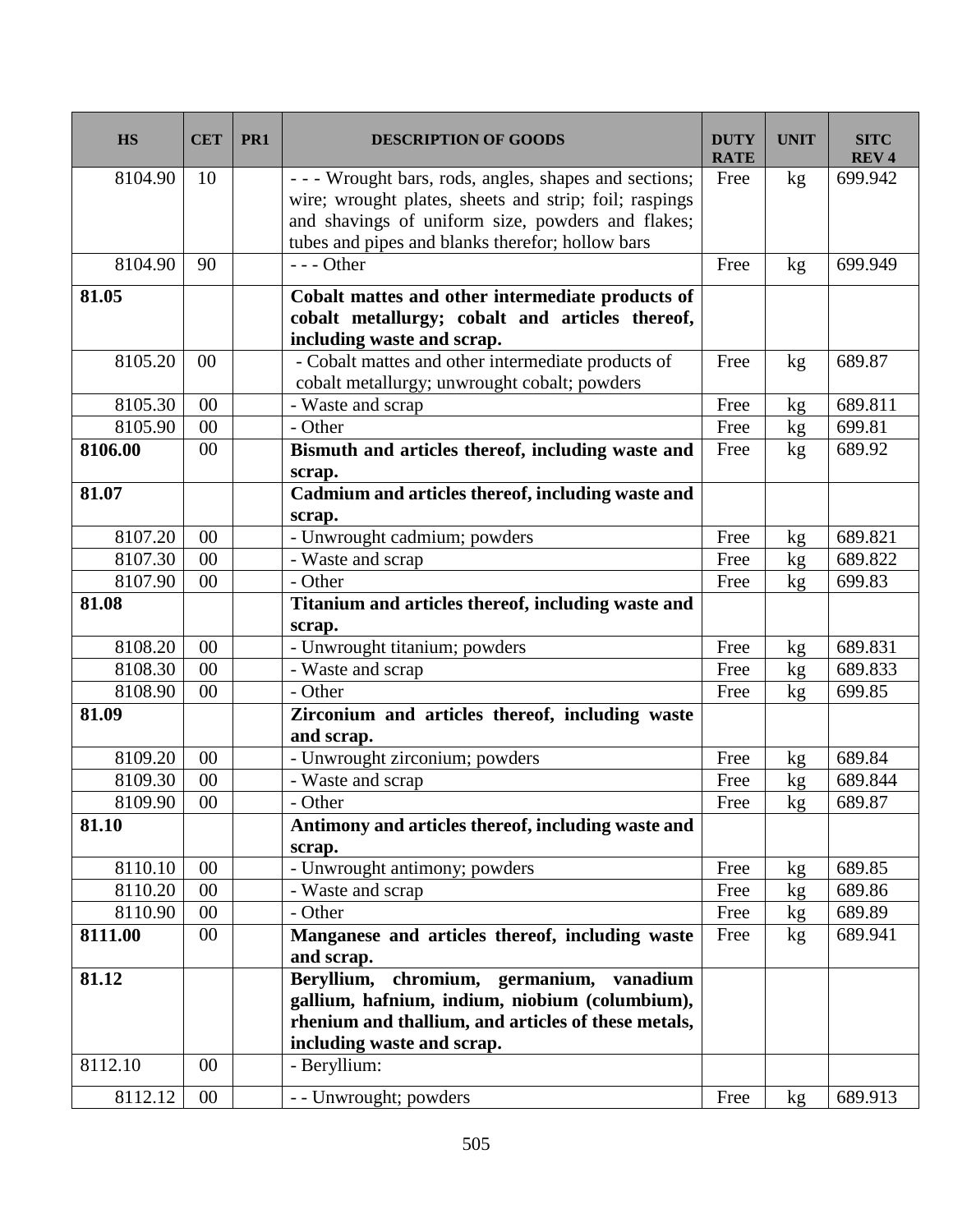| HS | CET | PR1 | DESCRIPTION OF GOODS | DUTY RATE | UNIT | SITC REV 4 |
|---|---|---|---|---|---|---|
| 8104.90 | 10 | | - - - Wrought bars, rods, angles, shapes and sections; wire; wrought plates, sheets and strip; foil; raspings and shavings of uniform size, powders and flakes; tubes and pipes and blanks therefor; hollow bars | Free | kg | 699.942 |
| 8104.90 | 90 | | - - - Other | Free | kg | 699.949 |
| **81.05** | | | **Cobalt mattes and other intermediate products of cobalt metallurgy; cobalt and articles thereof, including waste and scrap.** | | | |
| 8105.20 | 00 | | - Cobalt mattes and other intermediate products of cobalt metallurgy; unwrought cobalt; powders | Free | kg | 689.87 |
| 8105.30 | 00 | | - Waste and scrap | Free | kg | 689.811 |
| 8105.90 | 00 | | - Other | Free | kg | 699.81 |
| **8106.00** | 00 | | **Bismuth and articles thereof, including waste and scrap.** | Free | kg | 689.92 |
| **81.07** | | | **Cadmium and articles thereof, including waste and scrap.** | | | |
| 8107.20 | 00 | | - Unwrought cadmium; powders | Free | kg | 689.821 |
| 8107.30 | 00 | | - Waste and scrap | Free | kg | 689.822 |
| 8107.90 | 00 | | - Other | Free | kg | 699.83 |
| **81.08** | | | **Titanium and articles thereof, including waste and scrap.** | | | |
| 8108.20 | 00 | | - Unwrought titanium; powders | Free | kg | 689.831 |
| 8108.30 | 00 | | - Waste and scrap | Free | kg | 689.833 |
| 8108.90 | 00 | | - Other | Free | kg | 699.85 |
| **81.09** | | | **Zirconium and articles thereof, including waste and scrap.** | | | |
| 8109.20 | 00 | | - Unwrought zirconium; powders | Free | kg | 689.84 |
| 8109.30 | 00 | | - Waste and scrap | Free | kg | 689.844 |
| 8109.90 | 00 | | - Other | Free | kg | 689.87 |
| **81.10** | | | **Antimony and articles thereof, including waste and scrap.** | | | |
| 8110.10 | 00 | | - Unwrought antimony; powders | Free | kg | 689.85 |
| 8110.20 | 00 | | - Waste and scrap | Free | kg | 689.86 |
| 8110.90 | 00 | | - Other | Free | kg | 689.89 |
| **8111.00** | 00 | | **Manganese and articles thereof, including waste and scrap.** | Free | kg | 689.941 |
| **81.12** | | | **Beryllium, chromium, germanium, vanadium gallium, hafnium, indium, niobium (columbium), rhenium and thallium, and articles of these metals, including waste and scrap.** | | | |
| 8112.10 | 00 | | - Beryllium: | | | |
| 8112.12 | 00 | | - - Unwrought; powders | Free | kg | 689.913 |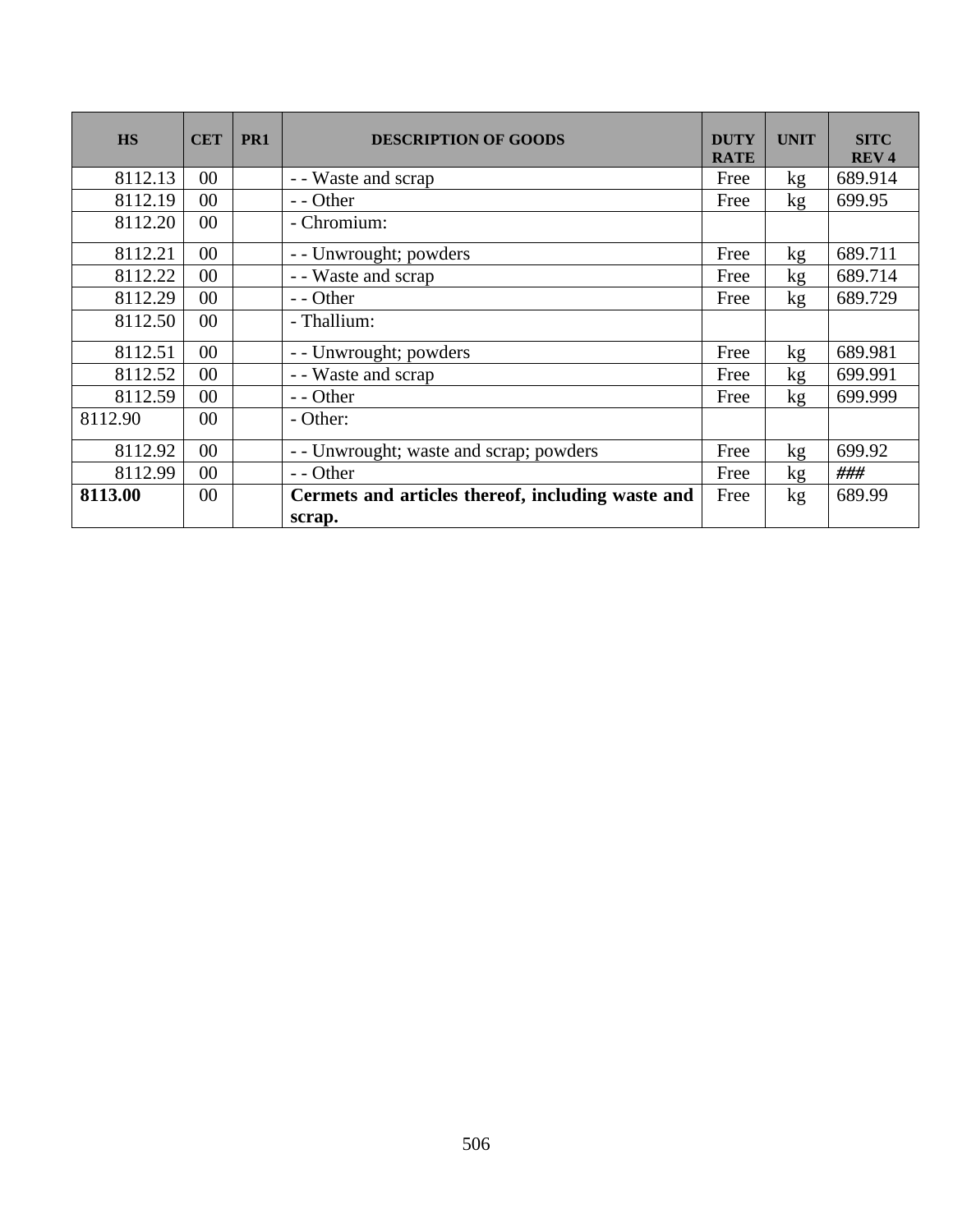| HS | CET | PR1 | DESCRIPTION OF GOODS | DUTY RATE | UNIT | SITC REV 4 |
|---|---|---|---|---|---|---|
| 8112.13 | 00 | | - - Waste and scrap | Free | kg | 689.914 |
| 8112.19 | 00 | | - - Other | Free | kg | 699.95 |
| 8112.20 | 00 | | - Chromium: | | | |
| 8112.21 | 00 | | - - Unwrought; powders | Free | kg | 689.711 |
| 8112.22 | 00 | | - - Waste and scrap | Free | kg | 689.714 |
| 8112.29 | 00 | | - - Other | Free | kg | 689.729 |
| 8112.50 | 00 | | - Thallium: | | | |
| 8112.51 | 00 | | - - Unwrought; powders | Free | kg | 689.981 |
| 8112.52 | 00 | | - - Waste and scrap | Free | kg | 699.991 |
| 8112.59 | 00 | | - - Other | Free | kg | 699.999 |
| 8112.90 | 00 | | - Other: | | | |
| 8112.92 | 00 | | - - Unwrought; waste and scrap; powders | Free | kg | 699.92 |
| 8112.99 | 00 | | - - Other | Free | kg | ### |
| **8113.00** | 00 | | **Cermets and articles thereof, including waste and scrap.** | Free | kg | 689.99 |